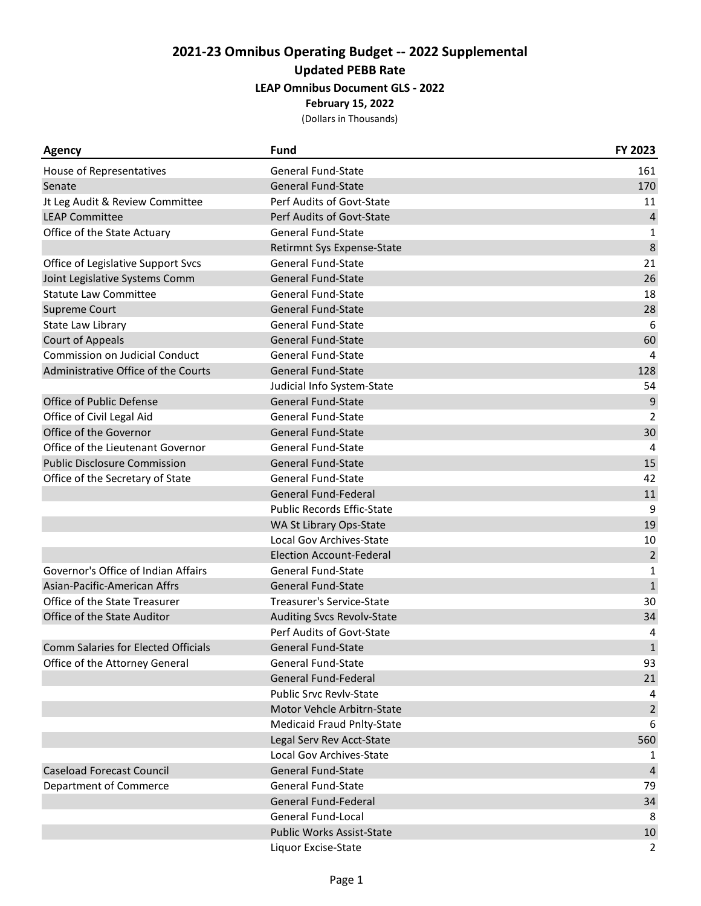# 2021-23 Omnibus Operating Budget -- 2022 Supplemental

## Updated PEBB Rate

### LEAP Omnibus Document GLS - 2022

**February 15, 2022**

(Dollars in Thousands)

| Agency | Fund | FY 2023 |
|---|---|---|
| House of Representatives | General Fund-State | 161 |
| Senate | General Fund-State | 170 |
| Jt Leg Audit & Review Committee | Perf Audits of Govt-State | 11 |
| LEAP Committee | Perf Audits of Govt-State | 4 |
| Office of the State Actuary | General Fund-State | 1 |
| | Retirmnt Sys Expense-State | 8 |
| Office of Legislative Support Svcs | General Fund-State | 21 |
| Joint Legislative Systems Comm | General Fund-State | 26 |
| Statute Law Committee | General Fund-State | 18 |
| Supreme Court | General Fund-State | 28 |
| State Law Library | General Fund-State | 6 |
| Court of Appeals | General Fund-State | 60 |
| Commission on Judicial Conduct | General Fund-State | 4 |
| Administrative Office of the Courts | General Fund-State | 128 |
| | Judicial Info System-State | 54 |
| Office of Public Defense | General Fund-State | 9 |
| Office of Civil Legal Aid | General Fund-State | 2 |
| Office of the Governor | General Fund-State | 30 |
| Office of the Lieutenant Governor | General Fund-State | 4 |
| Public Disclosure Commission | General Fund-State | 15 |
| Office of the Secretary of State | General Fund-State | 42 |
| | General Fund-Federal | 11 |
| | Public Records Effic-State | 9 |
| | WA St Library Ops-State | 19 |
| | Local Gov Archives-State | 10 |
| | Election Account-Federal | 2 |
| Governor's Office of Indian Affairs | General Fund-State | 1 |
| Asian-Pacific-American Affrs | General Fund-State | 1 |
| Office of the State Treasurer | Treasurer's Service-State | 30 |
| Office of the State Auditor | Auditing Svcs Revolv-State | 34 |
| | Perf Audits of Govt-State | 4 |
| Comm Salaries for Elected Officials | General Fund-State | 1 |
| Office of the Attorney General | General Fund-State | 93 |
| | General Fund-Federal | 21 |
| | Public Srvc Revlv-State | 4 |
| | Motor Vehcle Arbitrn-State | 2 |
| | Medicaid Fraud Pnlty-State | 6 |
| | Legal Serv Rev Acct-State | 560 |
| | Local Gov Archives-State | 1 |
| Caseload Forecast Council | General Fund-State | 4 |
| Department of Commerce | General Fund-State | 79 |
| | General Fund-Federal | 34 |
| | General Fund-Local | 8 |
| | Public Works Assist-State | 10 |
| | Liquor Excise-State | 2 |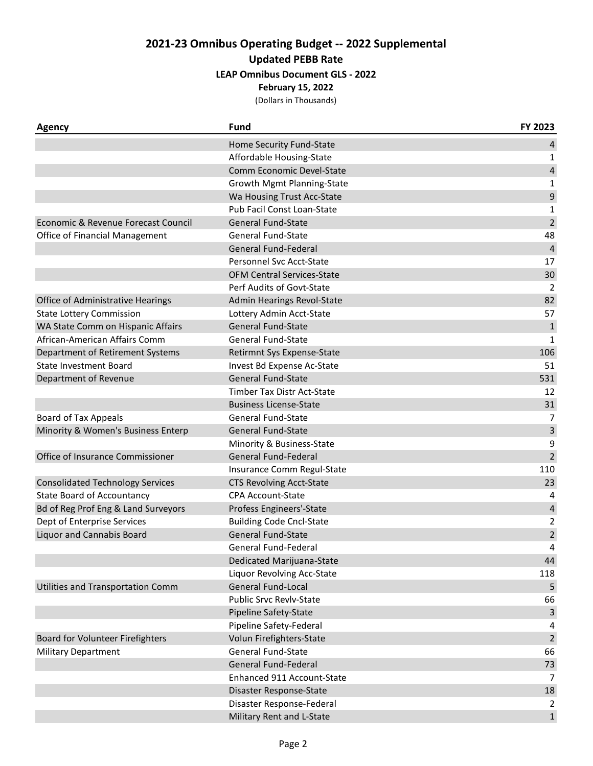## 2021-23 Omnibus Operating Budget -- 2022 Supplemental

### Updated PEBB Rate

#### LEAP Omnibus Document GLS - 2022

**February 15, 2022**

(Dollars in Thousands)

| Agency | Fund | FY 2023 |
|---|---|---|
| | Home Security Fund-State | 4 |
| | Affordable Housing-State | 1 |
| | Comm Economic Devel-State | 4 |
| | Growth Mgmt Planning-State | 1 |
| | Wa Housing Trust Acc-State | 9 |
| | Pub Facil Const Loan-State | 1 |
| Economic & Revenue Forecast Council | General Fund-State | 2 |
| Office of Financial Management | General Fund-State | 48 |
| | General Fund-Federal | 4 |
| | Personnel Svc Acct-State | 17 |
| | OFM Central Services-State | 30 |
| | Perf Audits of Govt-State | 2 |
| Office of Administrative Hearings | Admin Hearings Revol-State | 82 |
| State Lottery Commission | Lottery Admin Acct-State | 57 |
| WA State Comm on Hispanic Affairs | General Fund-State | 1 |
| African-American Affairs Comm | General Fund-State | 1 |
| Department of Retirement Systems | Retirmnt Sys Expense-State | 106 |
| State Investment Board | Invest Bd Expense Ac-State | 51 |
| Department of Revenue | General Fund-State | 531 |
| | Timber Tax Distr Act-State | 12 |
| | Business License-State | 31 |
| Board of Tax Appeals | General Fund-State | 7 |
| Minority & Women's Business Enterp | General Fund-State | 3 |
| | Minority & Business-State | 9 |
| Office of Insurance Commissioner | General Fund-Federal | 2 |
| | Insurance Comm Regul-State | 110 |
| Consolidated Technology Services | CTS Revolving Acct-State | 23 |
| State Board of Accountancy | CPA Account-State | 4 |
| Bd of Reg Prof Eng & Land Surveyors | Profess Engineers'-State | 4 |
| Dept of Enterprise Services | Building Code Cncl-State | 2 |
| Liquor and Cannabis Board | General Fund-State | 2 |
| | General Fund-Federal | 4 |
| | Dedicated Marijuana-State | 44 |
| | Liquor Revolving Acc-State | 118 |
| Utilities and Transportation Comm | General Fund-Local | 5 |
| | Public Srvc Revlv-State | 66 |
| | Pipeline Safety-State | 3 |
| | Pipeline Safety-Federal | 4 |
| Board for Volunteer Firefighters | Volun Firefighters-State | 2 |
| Military Department | General Fund-State | 66 |
| | General Fund-Federal | 73 |
| | Enhanced 911 Account-State | 7 |
| | Disaster Response-State | 18 |
| | Disaster Response-Federal | 2 |
| | Military Rent and L-State | 1 |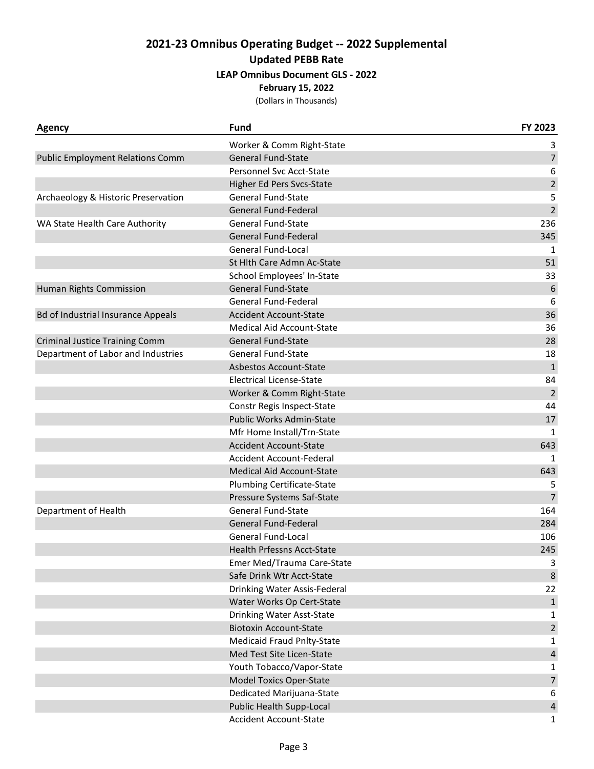# 2021-23 Omnibus Operating Budget -- 2022 Supplemental

## Updated PEBB Rate

### LEAP Omnibus Document GLS - 2022

**February 15, 2022**

(Dollars in Thousands)

| Agency | Fund | FY 2023 |
|---|---|---|
| | Worker & Comm Right-State | 3 |
| Public Employment Relations Comm | General Fund-State | 7 |
| | Personnel Svc Acct-State | 6 |
| | Higher Ed Pers Svcs-State | 2 |
| Archaeology & Historic Preservation | General Fund-State | 5 |
| | General Fund-Federal | 2 |
| WA State Health Care Authority | General Fund-State | 236 |
| | General Fund-Federal | 345 |
| | General Fund-Local | 1 |
| | St Hlth Care Admn Ac-State | 51 |
| | School Employees' In-State | 33 |
| Human Rights Commission | General Fund-State | 6 |
| | General Fund-Federal | 6 |
| Bd of Industrial Insurance Appeals | Accident Account-State | 36 |
| | Medical Aid Account-State | 36 |
| Criminal Justice Training Comm | General Fund-State | 28 |
| Department of Labor and Industries | General Fund-State | 18 |
| | Asbestos Account-State | 1 |
| | Electrical License-State | 84 |
| | Worker & Comm Right-State | 2 |
| | Constr Regis Inspect-State | 44 |
| | Public Works Admin-State | 17 |
| | Mfr Home Install/Trn-State | 1 |
| | Accident Account-State | 643 |
| | Accident Account-Federal | 1 |
| | Medical Aid Account-State | 643 |
| | Plumbing Certificate-State | 5 |
| | Pressure Systems Saf-State | 7 |
| Department of Health | General Fund-State | 164 |
| | General Fund-Federal | 284 |
| | General Fund-Local | 106 |
| | Health Prfessns Acct-State | 245 |
| | Emer Med/Trauma Care-State | 3 |
| | Safe Drink Wtr Acct-State | 8 |
| | Drinking Water Assis-Federal | 22 |
| | Water Works Op Cert-State | 1 |
| | Drinking Water Asst-State | 1 |
| | Biotoxin Account-State | 2 |
| | Medicaid Fraud Pnlty-State | 1 |
| | Med Test Site Licen-State | 4 |
| | Youth Tobacco/Vapor-State | 1 |
| | Model Toxics Oper-State | 7 |
| | Dedicated Marijuana-State | 6 |
| | Public Health Supp-Local | 4 |
| | Accident Account-State | 1 |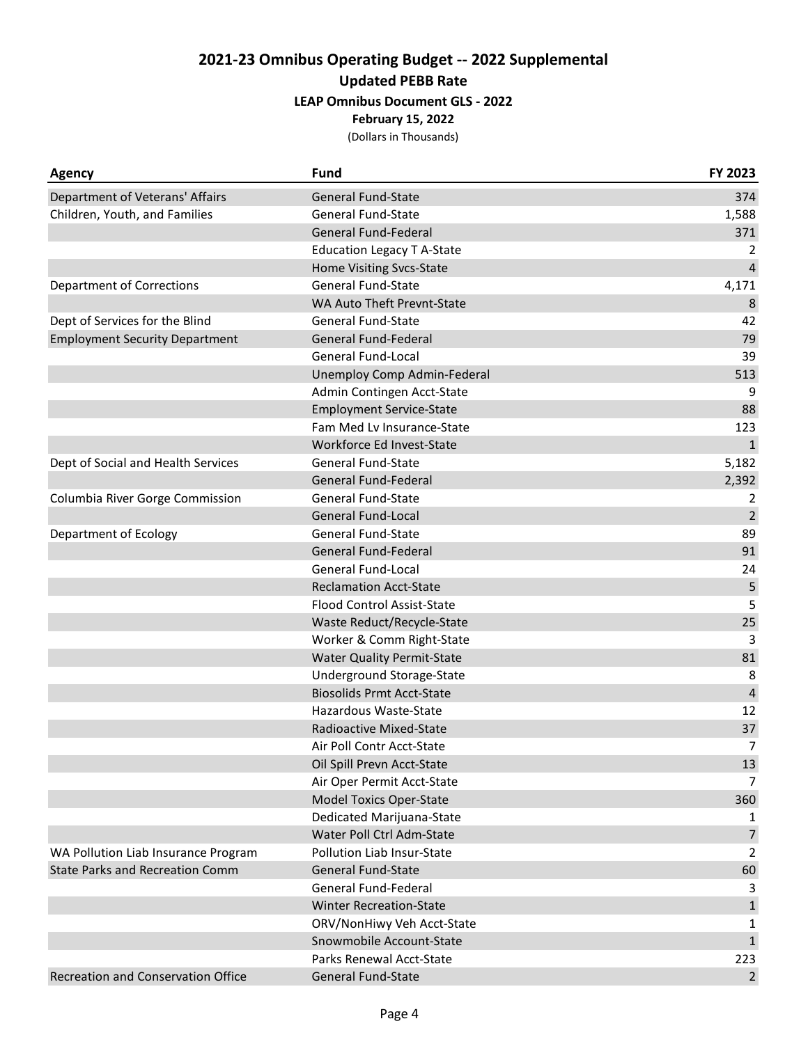# 2021-23 Omnibus Operating Budget -- 2022 Supplemental

## Updated PEBB Rate

### LEAP Omnibus Document GLS - 2022

**February 15, 2022**

(Dollars in Thousands)

| Agency | Fund | FY 2023 |
|---|---|---|
| Department of Veterans' Affairs | General Fund-State | 374 |
| Children, Youth, and Families | General Fund-State | 1,588 |
| | General Fund-Federal | 371 |
| | Education Legacy T A-State | 2 |
| | Home Visiting Svcs-State | 4 |
| Department of Corrections | General Fund-State | 4,171 |
| | WA Auto Theft Prevnt-State | 8 |
| Dept of Services for the Blind | General Fund-State | 42 |
| Employment Security Department | General Fund-Federal | 79 |
| | General Fund-Local | 39 |
| | Unemploy Comp Admin-Federal | 513 |
| | Admin Contingen Acct-State | 9 |
| | Employment Service-State | 88 |
| | Fam Med Lv Insurance-State | 123 |
| | Workforce Ed Invest-State | 1 |
| Dept of Social and Health Services | General Fund-State | 5,182 |
| | General Fund-Federal | 2,392 |
| Columbia River Gorge Commission | General Fund-State | 2 |
| | General Fund-Local | 2 |
| Department of Ecology | General Fund-State | 89 |
| | General Fund-Federal | 91 |
| | General Fund-Local | 24 |
| | Reclamation Acct-State | 5 |
| | Flood Control Assist-State | 5 |
| | Waste Reduct/Recycle-State | 25 |
| | Worker & Comm Right-State | 3 |
| | Water Quality Permit-State | 81 |
| | Underground Storage-State | 8 |
| | Biosolids Prmt Acct-State | 4 |
| | Hazardous Waste-State | 12 |
| | Radioactive Mixed-State | 37 |
| | Air Poll Contr Acct-State | 7 |
| | Oil Spill Prevn Acct-State | 13 |
| | Air Oper Permit Acct-State | 7 |
| | Model Toxics Oper-State | 360 |
| | Dedicated Marijuana-State | 1 |
| | Water Poll Ctrl Adm-State | 7 |
| WA Pollution Liab Insurance Program | Pollution Liab Insur-State | 2 |
| State Parks and Recreation Comm | General Fund-State | 60 |
| | General Fund-Federal | 3 |
| | Winter Recreation-State | 1 |
| | ORV/NonHiwy Veh Acct-State | 1 |
| | Snowmobile Account-State | 1 |
| | Parks Renewal Acct-State | 223 |
| Recreation and Conservation Office | General Fund-State | 2 |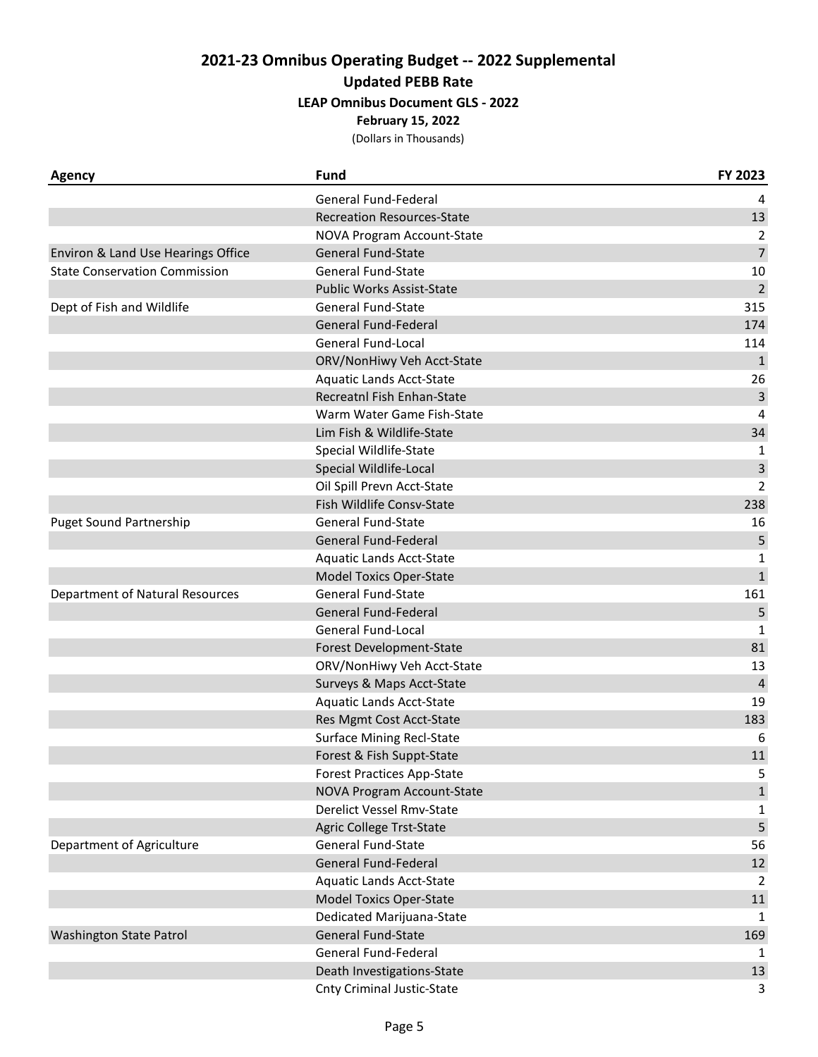# 2021-23 Omnibus Operating Budget -- 2022 Supplemental

## Updated PEBB Rate

### LEAP Omnibus Document GLS - 2022

**February 15, 2022**

(Dollars in Thousands)

| Agency | Fund | FY 2023 |
|---|---|---|
| | General Fund-Federal | 4 |
| | Recreation Resources-State | 13 |
| | NOVA Program Account-State | 2 |
| Environ & Land Use Hearings Office | General Fund-State | 7 |
| State Conservation Commission | General Fund-State | 10 |
| | Public Works Assist-State | 2 |
| Dept of Fish and Wildlife | General Fund-State | 315 |
| | General Fund-Federal | 174 |
| | General Fund-Local | 114 |
| | ORV/NonHiwy Veh Acct-State | 1 |
| | Aquatic Lands Acct-State | 26 |
| | Recreatnl Fish Enhan-State | 3 |
| | Warm Water Game Fish-State | 4 |
| | Lim Fish & Wildlife-State | 34 |
| | Special Wildlife-State | 1 |
| | Special Wildlife-Local | 3 |
| | Oil Spill Prevn Acct-State | 2 |
| | Fish Wildlife Consv-State | 238 |
| Puget Sound Partnership | General Fund-State | 16 |
| | General Fund-Federal | 5 |
| | Aquatic Lands Acct-State | 1 |
| | Model Toxics Oper-State | 1 |
| Department of Natural Resources | General Fund-State | 161 |
| | General Fund-Federal | 5 |
| | General Fund-Local | 1 |
| | Forest Development-State | 81 |
| | ORV/NonHiwy Veh Acct-State | 13 |
| | Surveys & Maps Acct-State | 4 |
| | Aquatic Lands Acct-State | 19 |
| | Res Mgmt Cost Acct-State | 183 |
| | Surface Mining Recl-State | 6 |
| | Forest & Fish Suppt-State | 11 |
| | Forest Practices App-State | 5 |
| | NOVA Program Account-State | 1 |
| | Derelict Vessel Rmv-State | 1 |
| | Agric College Trst-State | 5 |
| Department of Agriculture | General Fund-State | 56 |
| | General Fund-Federal | 12 |
| | Aquatic Lands Acct-State | 2 |
| | Model Toxics Oper-State | 11 |
| | Dedicated Marijuana-State | 1 |
| Washington State Patrol | General Fund-State | 169 |
| | General Fund-Federal | 1 |
| | Death Investigations-State | 13 |
| | Cnty Criminal Justic-State | 3 |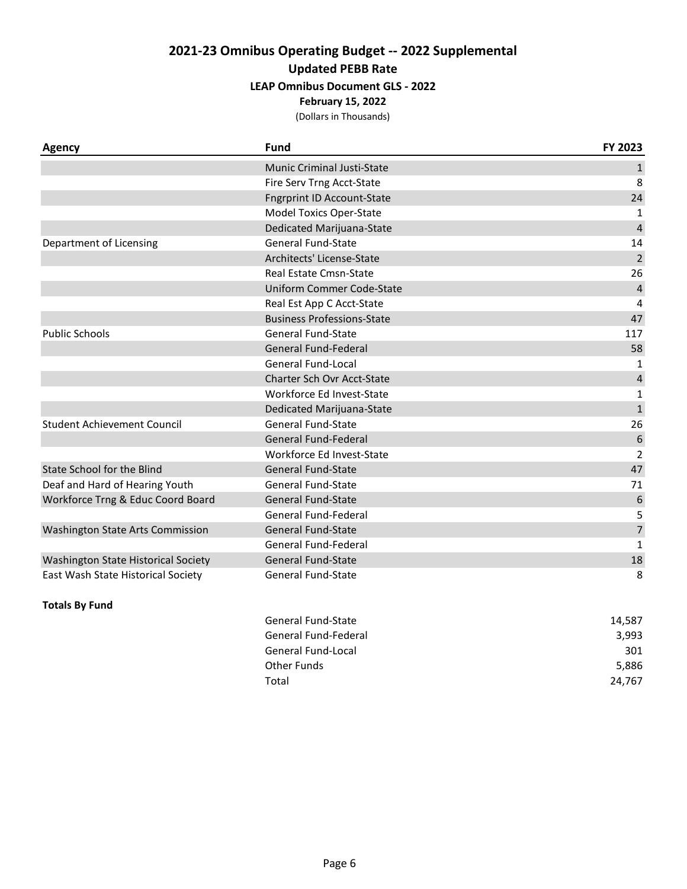## 2021-23 Omnibus Operating Budget -- 2022 Supplemental

### Updated PEBB Rate

**LEAP Omnibus Document GLS - 2022**

**February 15, 2022**

(Dollars in Thousands)

| Agency | Fund | FY 2023 |
|---|---|---|
| | Munic Criminal Justi-State | 1 |
| | Fire Serv Trng Acct-State | 8 |
| | Fngrprint ID Account-State | 24 |
| | Model Toxics Oper-State | 1 |
| | Dedicated Marijuana-State | 4 |
| Department of Licensing | General Fund-State | 14 |
| | Architects' License-State | 2 |
| | Real Estate Cmsn-State | 26 |
| | Uniform Commer Code-State | 4 |
| | Real Est App C Acct-State | 4 |
| | Business Professions-State | 47 |
| Public Schools | General Fund-State | 117 |
| | General Fund-Federal | 58 |
| | General Fund-Local | 1 |
| | Charter Sch Ovr Acct-State | 4 |
| | Workforce Ed Invest-State | 1 |
| | Dedicated Marijuana-State | 1 |
| Student Achievement Council | General Fund-State | 26 |
| | General Fund-Federal | 6 |
| | Workforce Ed Invest-State | 2 |
| State School for the Blind | General Fund-State | 47 |
| Deaf and Hard of Hearing Youth | General Fund-State | 71 |
| Workforce Trng & Educ Coord Board | General Fund-State | 6 |
| | General Fund-Federal | 5 |
| Washington State Arts Commission | General Fund-State | 7 |
| | General Fund-Federal | 1 |
| Washington State Historical Society | General Fund-State | 18 |
| East Wash State Historical Society | General Fund-State | 8 |

**Totals By Fund**

| | | |
|---|---|---|
| | General Fund-State | 14,587 |
| | General Fund-Federal | 3,993 |
| | General Fund-Local | 301 |
| | Other Funds | 5,886 |
| | Total | 24,767 |